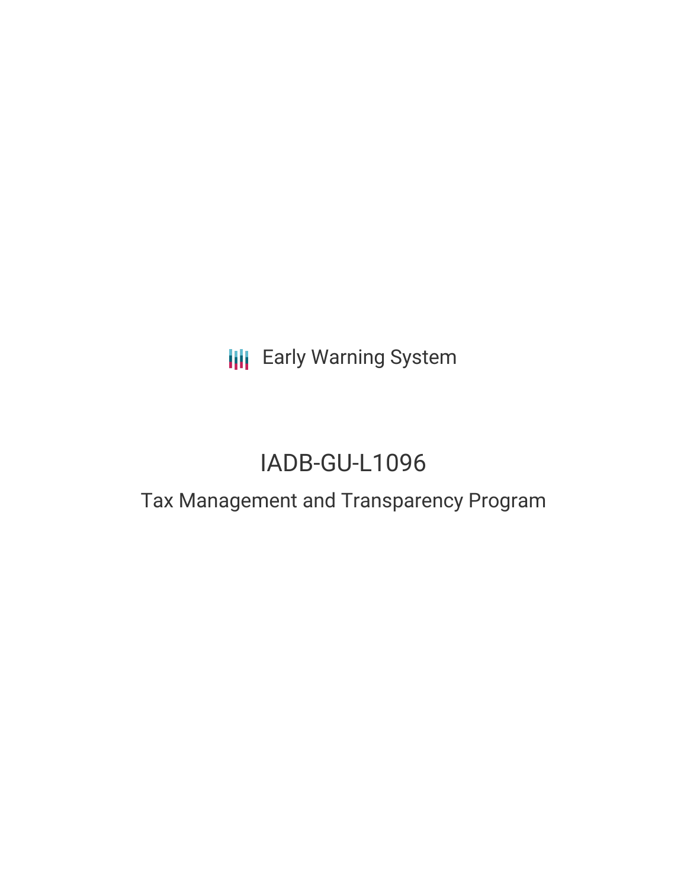Early Warning System

# IADB-GU-L1096

## Tax Management and Transparency Program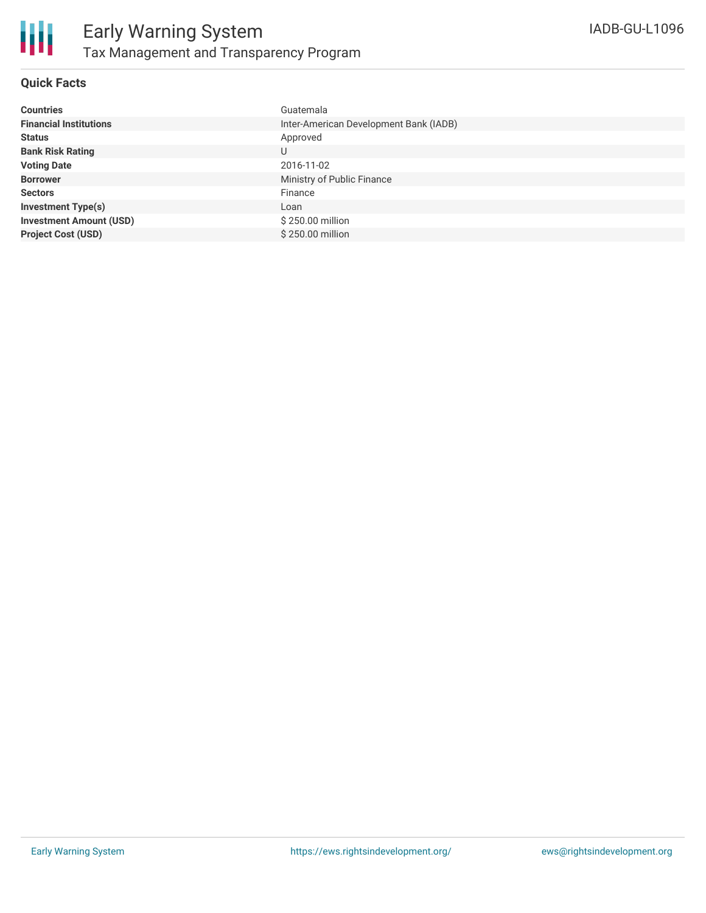# Early Warning System

## Tax Management and Transparency Program

IADB-GU-L1096

### Quick Facts

| | |
|---|---|
| **Countries** | Guatemala |
| **Financial Institutions** | Inter-American Development Bank (IADB) |
| **Status** | Approved |
| **Bank Risk Rating** | U |
| **Voting Date** | 2016-11-02 |
| **Borrower** | Ministry of Public Finance |
| **Sectors** | Finance |
| **Investment Type(s)** | Loan |
| **Investment Amount (USD)** | $ 250.00 million |
| **Project Cost (USD)** | $ 250.00 million |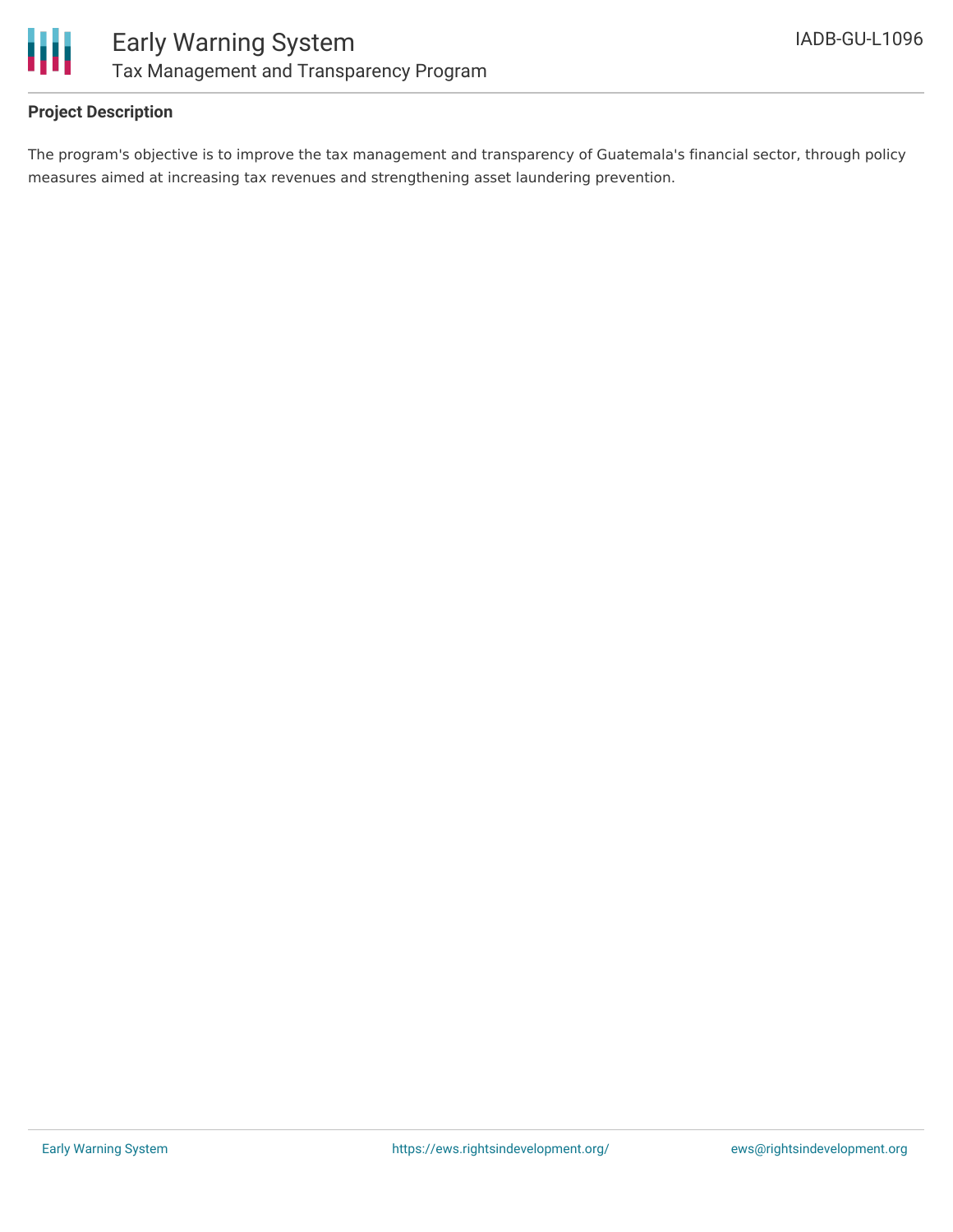### Project Description

The program's objective is to improve the tax management and transparency of Guatemala's financial sector, through policy measures aimed at increasing tax revenues and strengthening asset laundering prevention.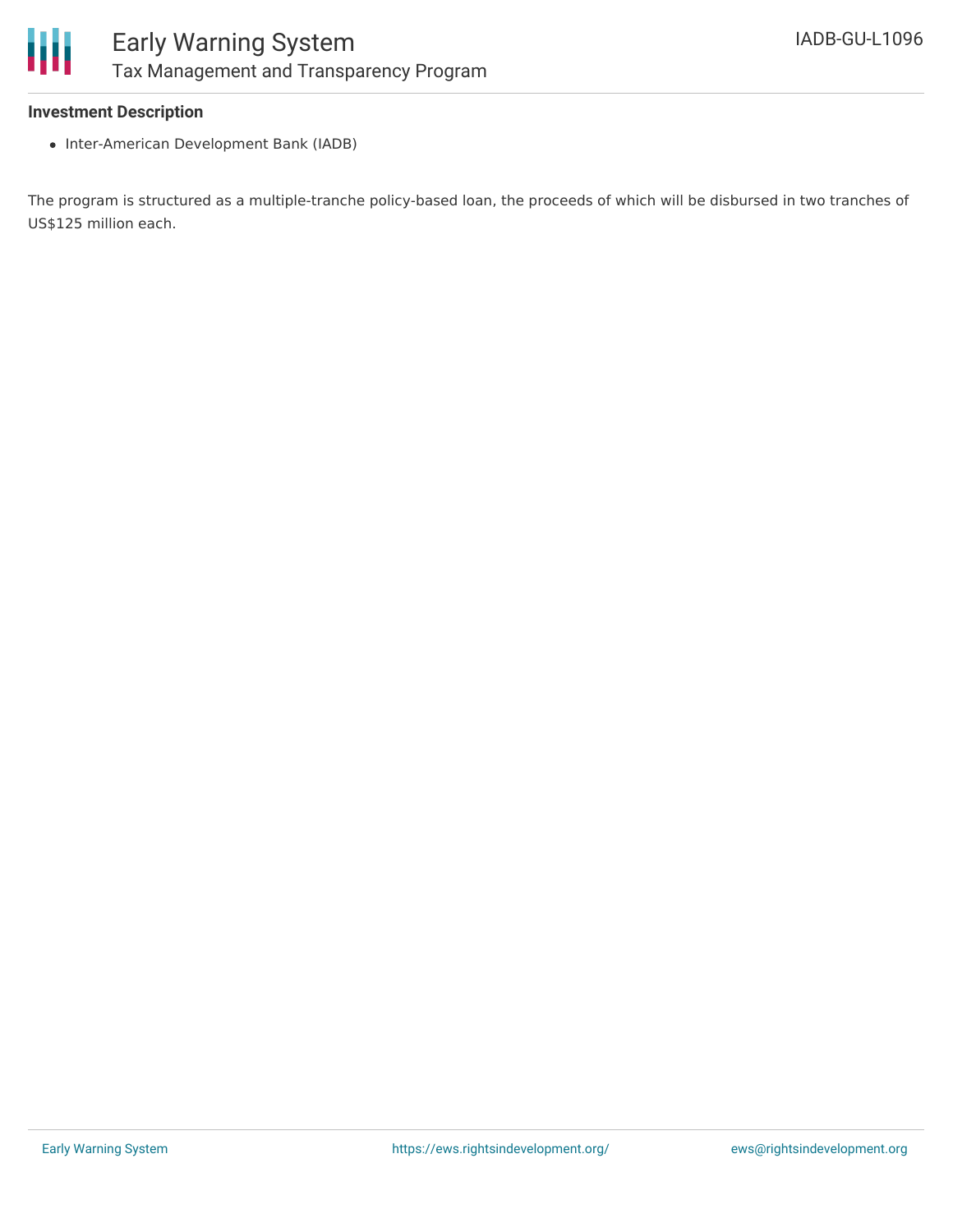**Investment Description**

- Inter-American Development Bank (IADB)

The program is structured as a multiple-tranche policy-based loan, the proceeds of which will be disbursed in two tranches of US$125 million each.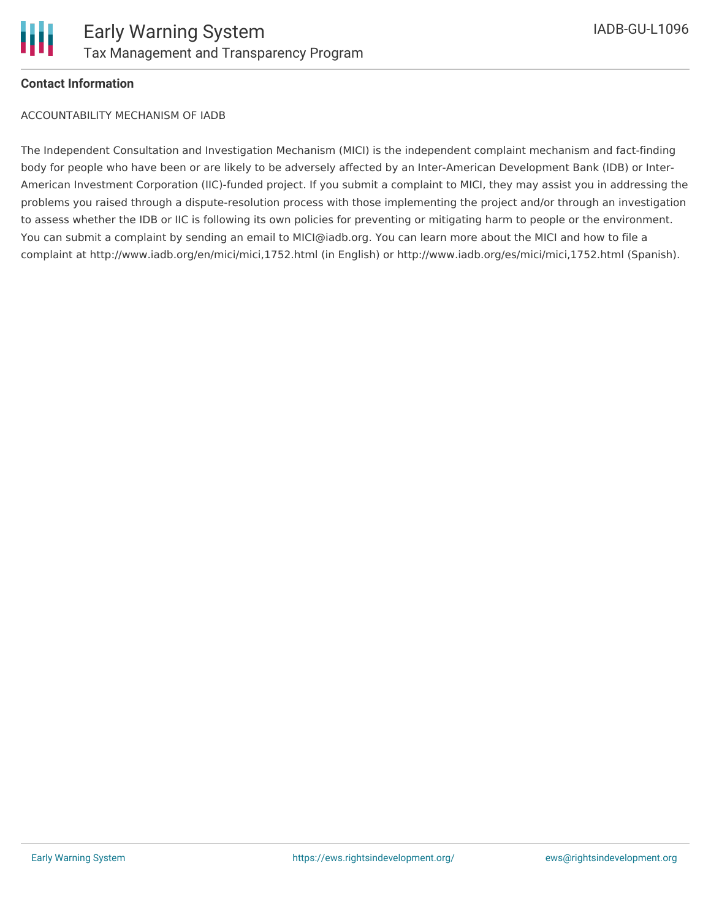**Contact Information**

ACCOUNTABILITY MECHANISM OF IADB

The Independent Consultation and Investigation Mechanism (MICI) is the independent complaint mechanism and fact-finding body for people who have been or are likely to be adversely affected by an Inter-American Development Bank (IDB) or Inter-American Investment Corporation (IIC)-funded project. If you submit a complaint to MICI, they may assist you in addressing the problems you raised through a dispute-resolution process with those implementing the project and/or through an investigation to assess whether the IDB or IIC is following its own policies for preventing or mitigating harm to people or the environment. You can submit a complaint by sending an email to MICI@iadb.org. You can learn more about the MICI and how to file a complaint at http://www.iadb.org/en/mici/mici,1752.html (in English) or http://www.iadb.org/es/mici/mici,1752.html (Spanish).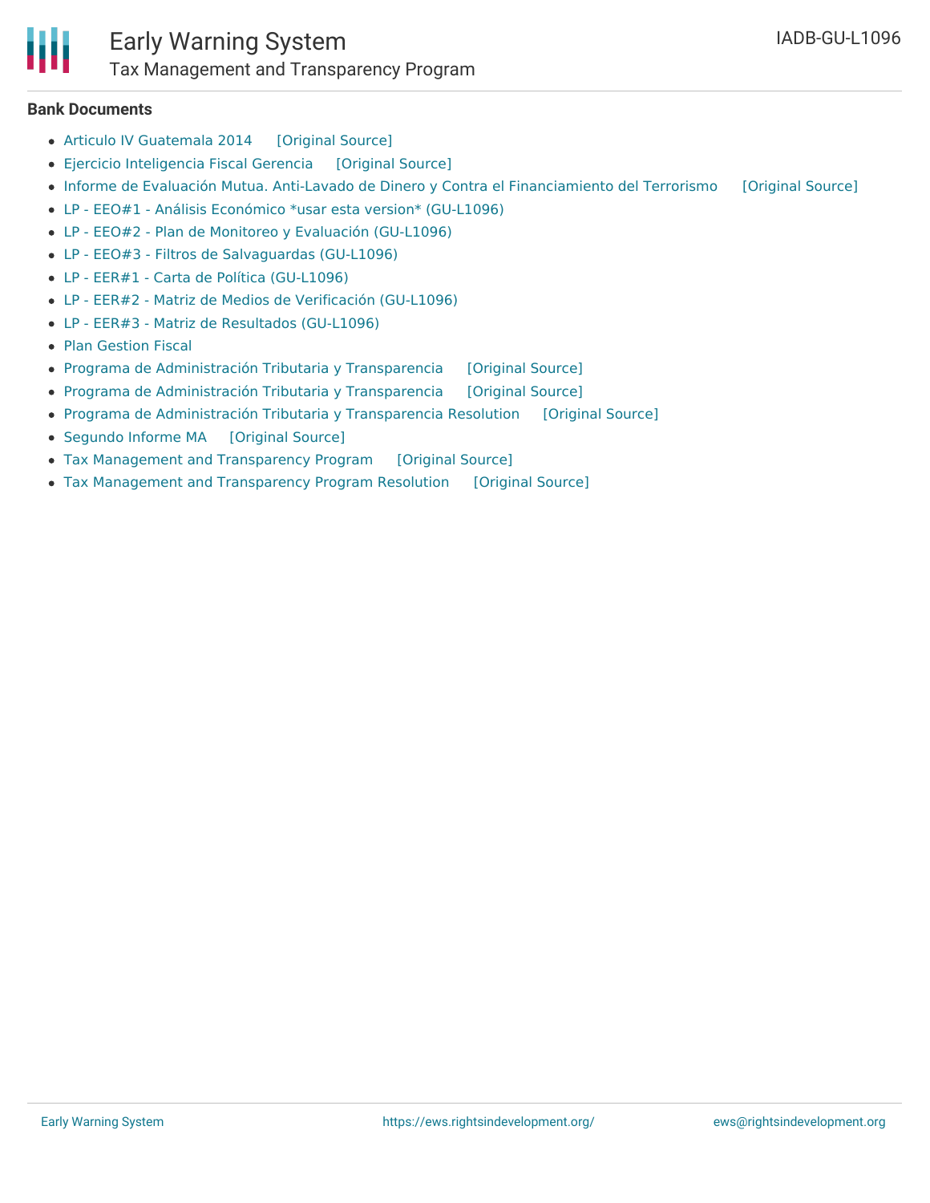### Bank Documents

- Articulo IV Guatemala 2014 [Original Source]
- Ejercicio Inteligencia Fiscal Gerencia [Original Source]
- Informe de Evaluación Mutua. Anti-Lavado de Dinero y Contra el Financiamiento del Terrorismo [Original Source]
- LP - EEO#1 - Análisis Económico *usar esta version* (GU-L1096)
- LP - EEO#2 - Plan de Monitoreo y Evaluación (GU-L1096)
- LP - EEO#3 - Filtros de Salvaguardas (GU-L1096)
- LP - EER#1 - Carta de Política (GU-L1096)
- LP - EER#2 - Matriz de Medios de Verificación (GU-L1096)
- LP - EER#3 - Matriz de Resultados (GU-L1096)
- Plan Gestion Fiscal
- Programa de Administración Tributaria y Transparencia [Original Source]
- Programa de Administración Tributaria y Transparencia [Original Source]
- Programa de Administración Tributaria y Transparencia Resolution [Original Source]
- Segundo Informe MA [Original Source]
- Tax Management and Transparency Program [Original Source]
- Tax Management and Transparency Program Resolution [Original Source]